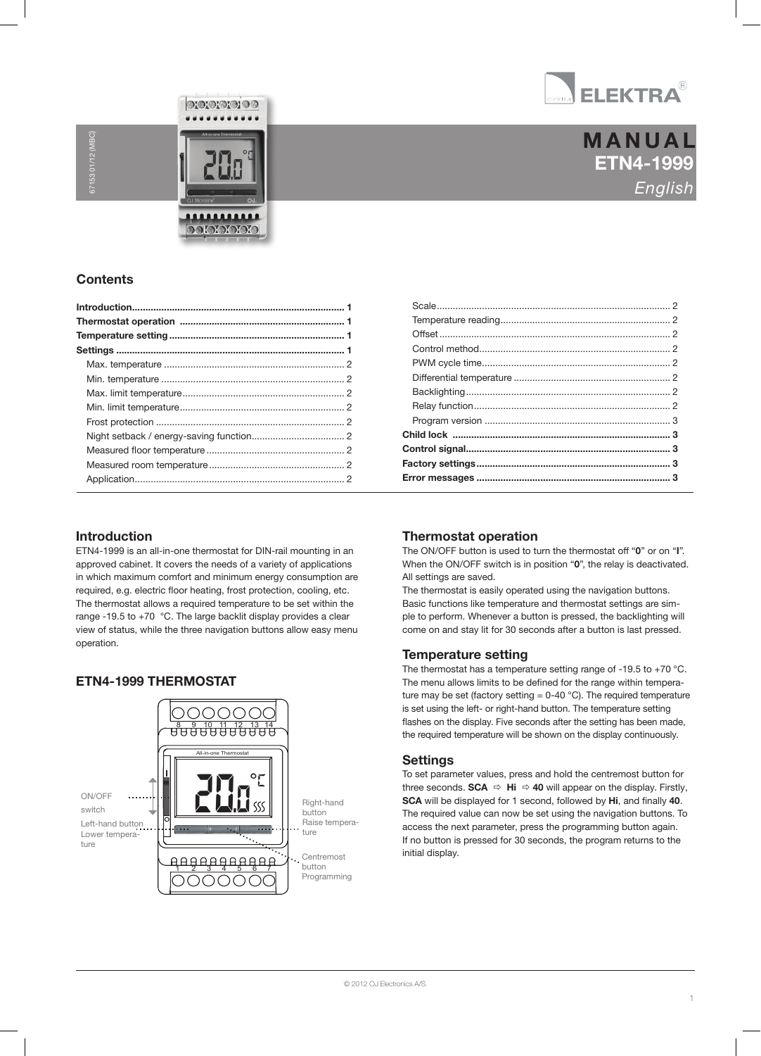ELEKTRA

# MANUAL
## ETN4-1999
*English*

67153 01/12 (MBC)

## Contents

| | |
|---|---|
| **Introduction** | **1** |
| **Thermostat operation** | **1** |
| **Temperature setting** | **1** |
| **Settings** | **1** |
| Max. temperature | 2 |
| Min. temperature | 2 |
| Max. limit temperature | 2 |
| Min. limit temperature | 2 |
| Frost protection | 2 |
| Night setback / energy-saving function | 2 |
| Measured floor temperature | 2 |
| Measured room temperature | 2 |
| Application | 2 |
| Scale | 2 |
| Temperature reading | 2 |
| Offset | 2 |
| Control method | 2 |
| PWM cycle time | 2 |
| Differential temperature | 2 |
| Backlighting | 2 |
| Relay function | 2 |
| Program version | 3 |
| **Child lock** | **3** |
| **Control signal** | **3** |
| **Factory settings** | **3** |
| **Error messages** | **3** |

## Introduction

ETN4-1999 is an all-in-one thermostat for DIN-rail mounting in an approved cabinet. It covers the needs of a variety of applications in which maximum comfort and minimum energy consumption are required, e.g. electric floor heating, frost protection, cooling, etc. The thermostat allows a required temperature to be set within the range -19.5 to +70 °C. The large backlit display provides a clear view of status, while the three navigation buttons allow easy menu operation.

## ETN4-1999 THERMOSTAT

ON/OFF switch

Left-hand button Lower temperature

Right-hand button Raise temperature

Centremost button Programming

## Thermostat operation

The ON/OFF button is used to turn the thermostat off "**0**" or on "**I**". When the ON/OFF switch is in position "**0**", the relay is deactivated. All settings are saved.

The thermostat is easily operated using the navigation buttons. Basic functions like temperature and thermostat settings are simple to perform. Whenever a button is pressed, the backlighting will come on and stay lit for 30 seconds after a button is last pressed.

## Temperature setting

The thermostat has a temperature setting range of -19.5 to +70 °C. The menu allows limits to be defined for the range within temperature may be set (factory setting = 0-40 °C). The required temperature is set using the left- or right-hand button. The temperature setting flashes on the display. Five seconds after the setting has been made, the required temperature will be shown on the display continuously.

## Settings

To set parameter values, press and hold the centremost button for three seconds. **SCA** ⇨ **Hi** ⇨ **40** will appear on the display. Firstly, **SCA** will be displayed for 1 second, followed by **Hi**, and finally **40**. The required value can now be set using the navigation buttons. To access the next parameter, press the programming button again. If no button is pressed for 30 seconds, the program returns to the initial display.

© 2012 OJ Electronics A/S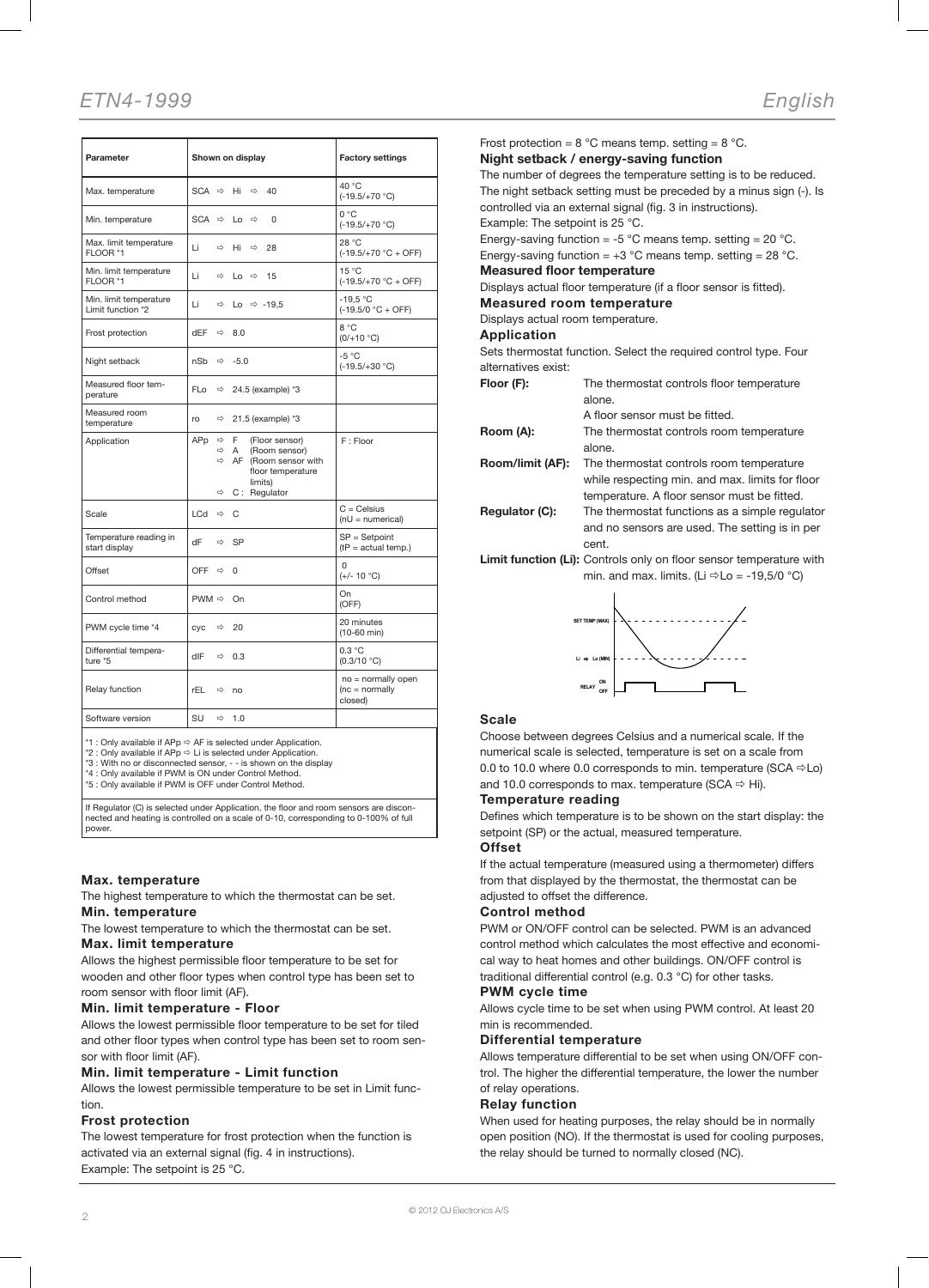| Parameter | Shown on display | Factory settings |
|---|---|---|
| Max. temperature | SCA ⇨ Hi ⇨ 40 | 40 °C (-19.5/+70 °C) |
| Min. temperature | SCA ⇨ Lo ⇨ 0 | 0 °C (-19.5/+70 °C) |
| Max. limit temperature FLOOR *1 | Li ⇨ Hi ⇨ 28 | 28 °C (-19.5/+70 °C + OFF) |
| Min. limit temperature FLOOR *1 | Li ⇨ Lo ⇨ 15 | 15 °C (-19.5/+70 °C + OFF) |
| Min. limit temperature Limit function *2 | Li ⇨ Lo ⇨ -19,5 | -19,5 °C (-19.5/0 °C + OFF) |
| Frost protection | dEF ⇨ 8.0 | 8 °C (0/+10 °C) |
| Night setback | nSb ⇨ -5.0 | -5 °C (-19.5/+30 °C) |
| Measured floor temperature | FLo ⇨ 24.5 (example) *3 | |
| Measured room temperature | ro ⇨ 21.5 (example) *3 | |
| Application | APp ⇨ F (Floor sensor) ⇨ A (Room sensor) ⇨ AF (Room sensor with floor temperature limits) ⇨ C : Regulator | F : Floor |
| Scale | LCd ⇨ C | C = Celsius (nU = numerical) |
| Temperature reading in start display | dF ⇨ SP | SP = Setpoint (tP = actual temp.) |
| Offset | OFF ⇨ 0 | 0 (+/- 10 °C) |
| Control method | PWM ⇨ On | On (OFF) |
| PWM cycle time *4 | cyc ⇨ 20 | 20 minutes (10-60 min) |
| Differential temperature *5 | dIF ⇨ 0.3 | 0.3 °C (0.3/10 °C) |
| Relay function | rEL ⇨ no | no = normally open (nc = normally closed) |
| Software version | SU ⇨ 1.0 | |

*1 : Only available if APp ⇨ AF is selected under Application.
*2 : Only available if APp ⇨ Li is selected under Application.
*3 : With no or disconnected sensor, - - is shown on the display
*4 : Only available if PWM is ON under Control Method.
*5 : Only available if PWM is OFF under Control Method.

If Regulator (C) is selected under Application, the floor and room sensors are disconnected and heating is controlled on a scale of 0-10, corresponding to 0-100% of full power.

### Max. temperature
The highest temperature to which the thermostat can be set.

### Min. temperature
The lowest temperature to which the thermostat can be set.

### Max. limit temperature
Allows the highest permissible floor temperature to be set for wooden and other floor types when control type has been set to room sensor with floor limit (AF).

### Min. limit temperature - Floor
Allows the lowest permissible floor temperature to be set for tiled and other floor types when control type has been set to room sensor with floor limit (AF).

### Min. limit temperature - Limit function
Allows the lowest permissible temperature to be set in Limit function.

### Frost protection
The lowest temperature for frost protection when the function is activated via an external signal (fig. 4 in instructions).
Example: The setpoint is 25 °C.
Frost protection = 8 °C means temp. setting = 8 °C.

### Night setback / energy-saving function
The number of degrees the temperature setting is to be reduced. The night setback setting must be preceded by a minus sign (-). Is controlled via an external signal (fig. 3 in instructions).
Example: The setpoint is 25 °C.
Energy-saving function = -5 °C means temp. setting = 20 °C.
Energy-saving function = +3 °C means temp. setting = 28 °C.

### Measured floor temperature
Displays actual floor temperature (if a floor sensor is fitted).

### Measured room temperature
Displays actual room temperature.

### Application
Sets thermostat function. Select the required control type. Four alternatives exist:

**Floor (F):** The thermostat controls floor temperature alone. A floor sensor must be fitted.

**Room (A):** The thermostat controls room temperature alone.

**Room/limit (AF):** The thermostat controls room temperature while respecting min. and max. limits for floor temperature. A floor sensor must be fitted.

**Regulator (C):** The thermostat functions as a simple regulator and no sensors are used. The setting is in per cent.

**Limit function (Li):** Controls only on floor sensor temperature with min. and max. limits. (Li ⇨Lo = -19,5/0 °C)

### Scale
Choose between degrees Celsius and a numerical scale. If the numerical scale is selected, temperature is set on a scale from 0.0 to 10.0 where 0.0 corresponds to min. temperature (SCA ⇨Lo) and 10.0 corresponds to max. temperature (SCA ⇨ Hi).

### Temperature reading
Defines which temperature is to be shown on the start display: the setpoint (SP) or the actual, measured temperature.

### Offset
If the actual temperature (measured using a thermometer) differs from that displayed by the thermostat, the thermostat can be adjusted to offset the difference.

### Control method
PWM or ON/OFF control can be selected. PWM is an advanced control method which calculates the most effective and economical way to heat homes and other buildings. ON/OFF control is traditional differential control (e.g. 0.3 °C) for other tasks.

### PWM cycle time
Allows cycle time to be set when using PWM control. At least 20 min is recommended.

### Differential temperature
Allows temperature differential to be set when using ON/OFF control. The higher the differential temperature, the lower the number of relay operations.

### Relay function
When used for heating purposes, the relay should be in normally open position (NO). If the thermostat is used for cooling purposes, the relay should be turned to normally closed (NC).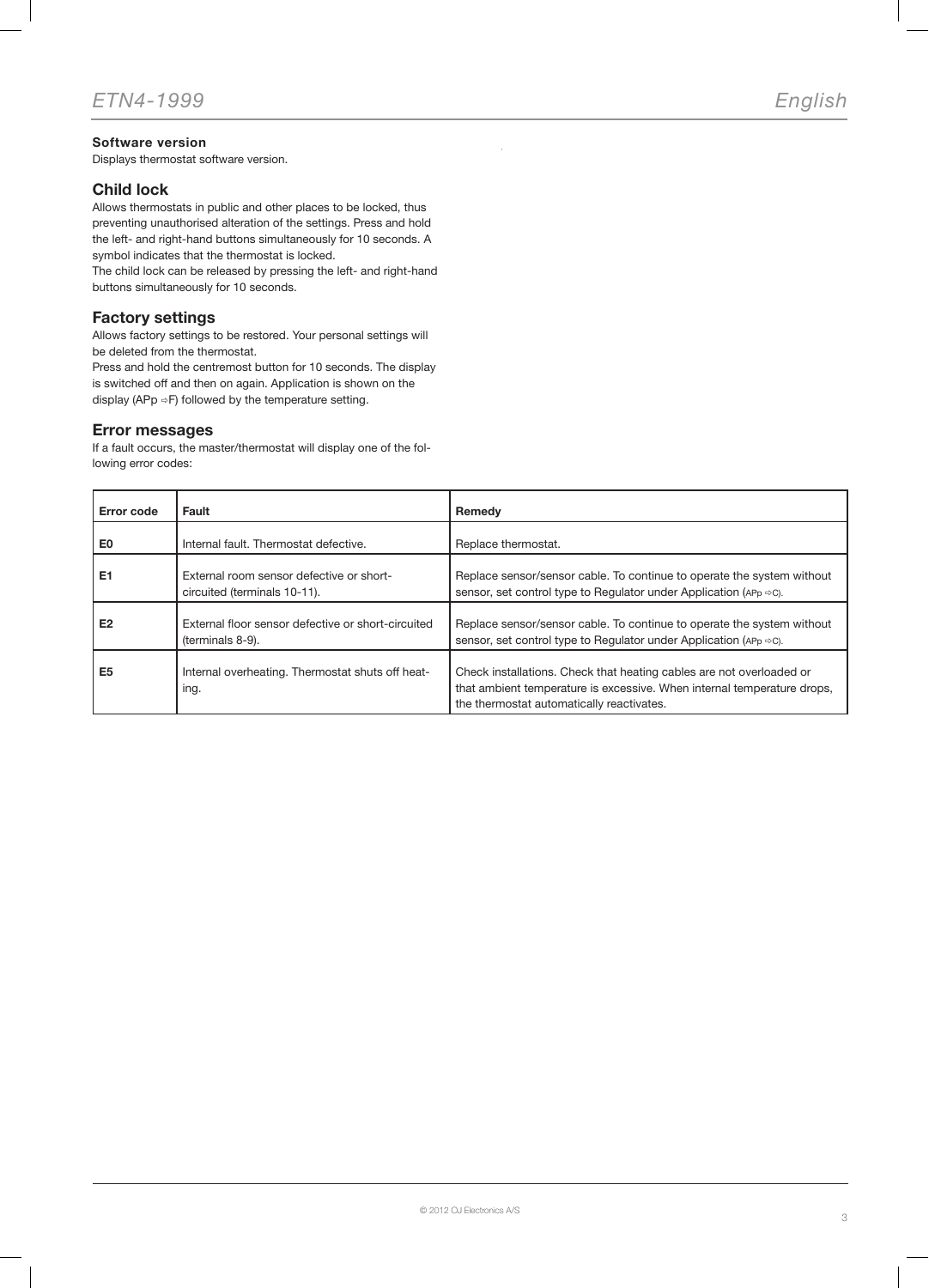### Software version

Displays thermostat software version.

## Child lock

Allows thermostats in public and other places to be locked, thus preventing unauthorised alteration of the settings. Press and hold the left- and right-hand buttons simultaneously for 10 seconds. A symbol indicates that the thermostat is locked.
The child lock can be released by pressing the left- and right-hand buttons simultaneously for 10 seconds.

## Factory settings

Allows factory settings to be restored. Your personal settings will be deleted from the thermostat.
Press and hold the centremost button for 10 seconds. The display is switched off and then on again. Application is shown on the display (APp ⇨F) followed by the temperature setting.

## Error messages

If a fault occurs, the master/thermostat will display one of the following error codes:

| Error code | Fault | Remedy |
|---|---|---|
| E0 | Internal fault. Thermostat defective. | Replace thermostat. |
| E1 | External room sensor defective or short-circuited (terminals 10-11). | Replace sensor/sensor cable. To continue to operate the system without sensor, set control type to Regulator under Application (APp ⇨C). |
| E2 | External floor sensor defective or short-circuited (terminals 8-9). | Replace sensor/sensor cable. To continue to operate the system without sensor, set control type to Regulator under Application (APp ⇨C). |
| E5 | Internal overheating. Thermostat shuts off heating. | Check installations. Check that heating cables are not overloaded or that ambient temperature is excessive. When internal temperature drops, the thermostat automatically reactivates. |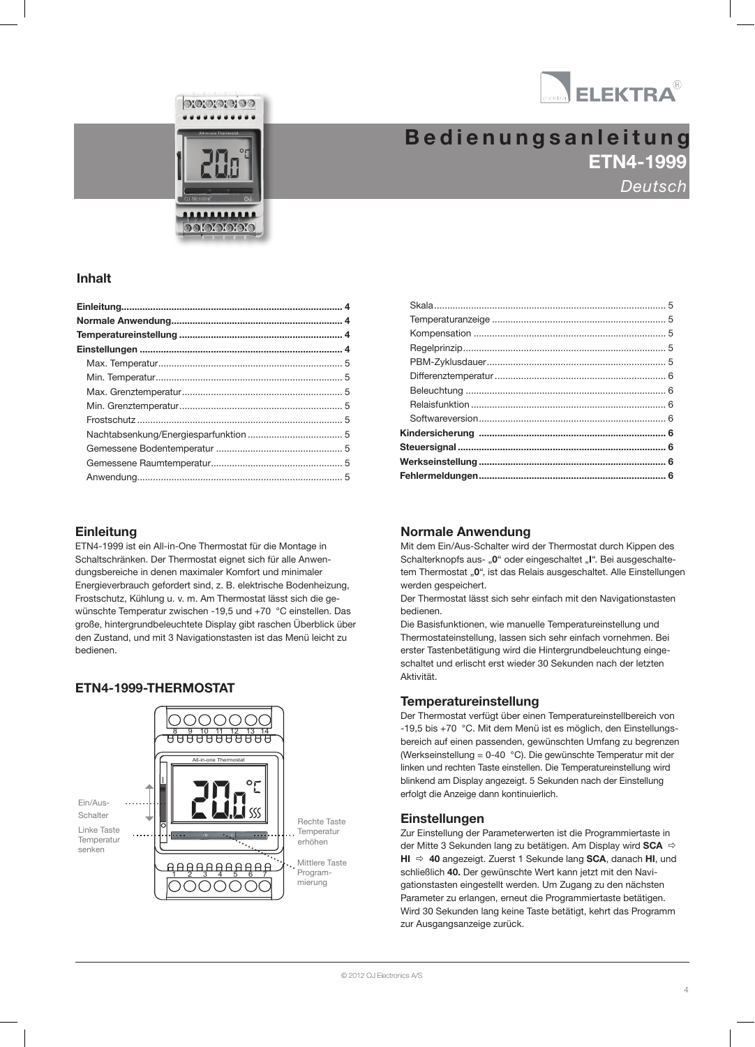# Bedienungsanleitung

**ETN4-1999**

*Deutsch*

## Inhalt

**Einleitung** .... 4
**Normale Anwendung** .... 4
**Temperatureinstellung** .... 4
**Einstellungen** .... 4
- Max. Temperatur .... 5
- Min. Temperatur .... 5
- Max. Grenztemperatur .... 5
- Min. Grenztemperatur .... 5
- Frostschutz .... 5
- Nachtabsenkung/Energiesparfunktion .... 5
- Gemessene Bodentemperatur .... 5
- Gemessene Raumtemperatur .... 5
- Anwendung .... 5
- Skala .... 5
- Temperaturanzeige .... 5
- Kompensation .... 5
- Regelprinzip .... 5
- PBM-Zyklusdauer .... 5
- Differenztemperatur .... 6
- Beleuchtung .... 6
- Relaisfunktion .... 6
- Softwareversion .... 6

**Kindersicherung** .... 6
**Steuersignal** .... 6
**Werkseinstellung** .... 6
**Fehlermeldungen** .... 6

## Einleitung

ETN4-1999 ist ein All-in-One Thermostat für die Montage in Schaltschränken. Der Thermostat eignet sich für alle Anwendungsbereiche in denen maximaler Komfort und minimaler Energieverbrauch gefordert sind, z. B. elektrische Bodenheizung, Frostschutz, Kühlung u. v. m. Am Thermostat lässt sich die gewünschte Temperatur zwischen -19,5 und +70 °C einstellen. Das große, hintergrundbeleuchtete Display gibt raschen Überblick über den Zustand, und mit 3 Navigationstasten ist das Menü leicht zu bedienen.

## ETN4-1999-THERMOSTAT

Ein/Aus-Schalter

Linke Taste Temperatur senken

Rechte Taste Temperatur erhöhen

Mittlere Taste Programmierung

## Normale Anwendung

Mit dem Ein/Aus-Schalter wird der Thermostat durch Kippen des Schalterknopfs aus- „**0**" oder eingeschaltet „**I**". Bei ausgeschaltetem Thermostat „**0**", ist das Relais ausgeschaltet. Alle Einstellungen werden gespeichert.

Der Thermostat lässt sich sehr einfach mit den Navigationstasten bedienen.

Die Basisfunktionen, wie manuelle Temperatureinstellung und Thermostateinstellung, lassen sich sehr einfach vornehmen. Bei erster Tastenbetätigung wird die Hintergrundbeleuchtung eingeschaltet und erlischt erst wieder 30 Sekunden nach der letzten Aktivität.

## Temperatureinstellung

Der Thermostat verfügt über einen Temperatureinstellbereich von -19,5 bis +70 °C. Mit dem Menü ist es möglich, den Einstellungsbereich auf einen passenden, gewünschten Umfang zu begrenzen (Werkseinstellung = 0-40 °C). Die gewünschte Temperatur mit der linken und rechten Taste einstellen. Die Temperatureinstellung wird blinkend am Display angezeigt. 5 Sekunden nach der Einstellung erfolgt die Anzeige dann kontinuierlich.

## Einstellungen

Zur Einstellung der Parameterwerten ist die Programmiertaste in der Mitte 3 Sekunden lang zu betätigen. Am Display wird **SCA** ⇨ **HI** ⇨ **40** angezeigt. Zuerst 1 Sekunde lang **SCA**, danach **HI**, und schließlich **40.** Der gewünschte Wert kann jetzt mit den Navigationstasten eingestellt werden. Um Zugang zu den nächsten Parameter zu erlangen, erneut die Programmiertaste betätigen. Wird 30 Sekunden lang keine Taste betätigt, kehrt das Programm zur Ausgangsanzeige zurück.

© 2012 OJ Electronics A/S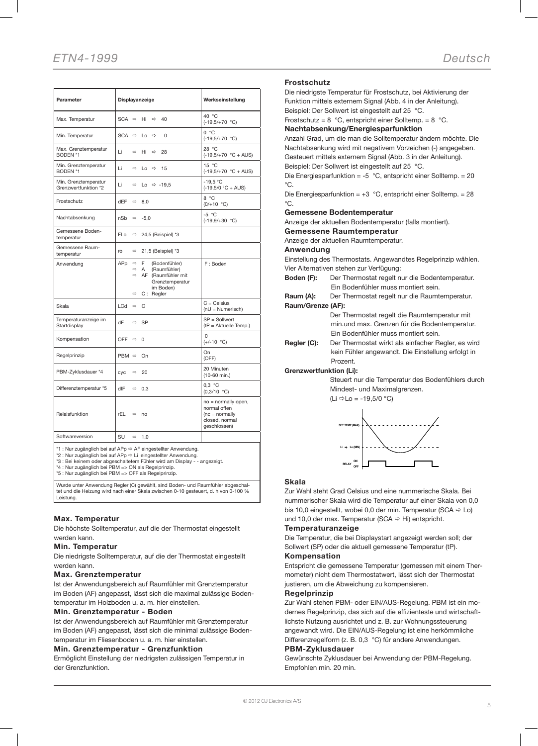| Parameter | Displayanzeige | Werkseinstellung |
|---|---|---|
| Max. Temperatur | SCA ⇨ Hi ⇨ 40 | 40 °C (-19,5/+70 °C) |
| Min. Temperatur | SCA ⇨ Lo ⇨ 0 | 0 °C (-19,5/+70 °C) |
| Max. Grenztemperatur BODEN *1 | Li ⇨ Hi ⇨ 28 | 28 °C (-19,5/+70 °C + AUS) |
| Min. Grenztemperatur BODEN *1 | Li ⇨ Lo ⇨ 15 | 15 °C (-19,5/+70 °C + AUS) |
| Min. Grenztemperatur Grenzwertfunktion *2 | Li ⇨ Lo ⇨ -19,5 | -19,5 °C (-19,5/0 °C + AUS) |
| Frostschutz | dEF ⇨ 8,0 | 8 °C (0/+10 °C) |
| Nachtabsenkung | nSb ⇨ -5,0 | -5 °C (-19,9/+30 °C) |
| Gemessene Bodentemperatur | FLo ⇨ 24,5 (Beispiel) *3 | |
| Gemessene Raumtemperatur | ro ⇨ 21,5 (Beispiel) *3 | |
| Anwendung | APp ⇨ F (Bodenfühler) ⇨ A (Raumfühler) ⇨ AF (Raumfühler mit Grenztemperatur im Boden) ⇨ C : Regler | F : Boden |
| Skala | LCd ⇨ C | C = Celsius (nU = Numerisch) |
| Temperaturanzeige im Startdisplay | dF ⇨ SP | SP = Sollwert (tP = Aktuelle Temp.) |
| Kompensation | OFF ⇨ 0 | 0 (+/-10 °C) |
| Regelprinzip | PBM ⇨ On | On (OFF) |
| PBM-Zyklusdauer *4 | cyc ⇨ 20 | 20 Minuten (10-60 min.) |
| Differenztemperatur *5 | dIF ⇨ 0,3 | 0,3 °C (0,3/10 °C) |
| Relaisfunktion | rEL ⇨ no | no = normally open, normal offen (nc = normally closed, normal geschlossen) |
| Softwareversion | SU ⇨ 1,0 | |

*1 : Nur zugänglich bei auf APp ⇨ AF eingestellter Anwendung.
*2 : Nur zugänglich bei auf APp ⇨ Li eingestellter Anwendung.
*3 : Bei keinem oder abgeschaltetem Fühler wird am Display - - angezeigt.
*4 : Nur zugänglich bei PBM => ON als Regelprinzip.
*5 : Nur zugänglich bei PBM => OFF als Regelprinzip.

Wurde unter Anwendung Regler (C) gewählt, sind Boden- und Raumfühler abgeschaltet und die Heizung wird nach einer Skala zwischen 0-10 gesteuert, d. h von 0-100 % Leistung.

### Max. Temperatur
Die höchste Solltemperatur, auf die der Thermostat eingestellt werden kann.

### Min. Temperatur
Die niedrigste Solltemperatur, auf die der Thermostat eingestellt werden kann.

### Max. Grenztemperatur
Ist der Anwendungsbereich auf Raumfühler mit Grenztemperatur im Boden (AF) angepasst, lässt sich die maximal zulässige Bodentemperatur im Holzboden u. a. m. hier einstellen.

### Min. Grenztemperatur - Boden
Ist der Anwendungsbereich auf Raumfühler mit Grenztemperatur im Boden (AF) angepasst, lässt sich die minimal zulässige Bodentemperatur im Fliesenboden u. a. m. hier einstellen.

### Min. Grenztemperatur - Grenzfunktion
Ermöglicht Einstellung der niedrigsten zulässigen Temperatur in der Grenzfunktion.

### Frostschutz
Die niedrigste Temperatur für Frostschutz, bei Aktivierung der Funktion mittels externem Signal (Abb. 4 in der Anleitung).
Beispiel: Der Sollwert ist eingestellt auf 25 °C.
Frostschutz = 8 °C, entspricht einer Solltemp. = 8 °C.

### Nachtabsenkung/Energiesparfunktion
Anzahl Grad, um die man die Solltemperatur ändern möchte. Die Nachtabsenkung wird mit negativem Vorzeichen (-) angegeben. Gesteuert mittels externem Signal (Abb. 3 in der Anleitung).
Beispiel: Der Sollwert ist eingestellt auf 25 °C.
Die Energiesparfunktion = -5 °C, entspricht einer Solltemp. = 20 °C.
Die Energiesparfunktion = +3 °C, entspricht einer Solltemp. = 28 °C.

### Gemessene Bodentemperatur
Anzeige der aktuellen Bodentemperatur (falls montiert).

### Gemessene Raumtemperatur
Anzeige der aktuellen Raumtemperatur.

### Anwendung
Einstellung des Thermostats. Angewandtes Regelprinzip wählen. Vier Alternativen stehen zur Verfügung:

**Boden (F):** Der Thermostat regelt nur die Bodentemperatur. Ein Bodenfühler muss montiert sein.

**Raum (A):** Der Thermostat regelt nur die Raumtemperatur.

**Raum/Grenze (AF):** Der Thermostat regelt die Raumtemperatur mit min.und max. Grenzen für die Bodentemperatur. Ein Bodenfühler muss montiert sein.

**Regler (C):** Der Thermostat wirkt als einfacher Regler, es wird kein Fühler angewandt. Die Einstellung erfolgt in Prozent.

**Grenzwertfunktion (Li):**
Steuert nur die Temperatur des Bodenfühlers durch Mindest- und Maximalgrenzen.
(Li ⇨ Lo = -19,5/0 °C)

SET TEMP (MAX)
Li ⇨ Lo (MIN)
RELAY ON OFF

### Skala
Zur Wahl steht Grad Celsius und eine nummerische Skala. Bei nummerischer Skala wird die Temperatur auf einer Skala von 0,0 bis 10,0 eingestellt, wobei 0,0 der min. Temperatur (SCA ⇨ Lo) und 10,0 der max. Temperatur (SCA ⇨ Hi) entspricht.

### Temperaturanzeige
Die Temperatur, die bei Displaystart angezeigt werden soll; der Sollwert (SP) oder die aktuell gemessene Temperatur (tP).

### Kompensation
Entspricht die gemessene Temperatur (gemessen mit einem Thermometer) nicht dem Thermostatwert, lässt sich der Thermostat justieren, um die Abweichung zu kompensieren.

### Regelprinzip
Zur Wahl stehen PBM- oder EIN/AUS-Regelung. PBM ist ein modernes Regelprinzip, das sich auf die effizienteste und wirtschaftlichste Nutzung ausrichtet und z. B. zur Wohnungssteuerung angewandt wird. Die EIN/AUS-Regelung ist eine herkömmliche Differenzregelform (z. B. 0,3 °C) für andere Anwendungen.

### PBM-Zyklusdauer
Gewünschte Zyklusdauer bei Anwendung der PBM-Regelung. Empfohlen min. 20 min.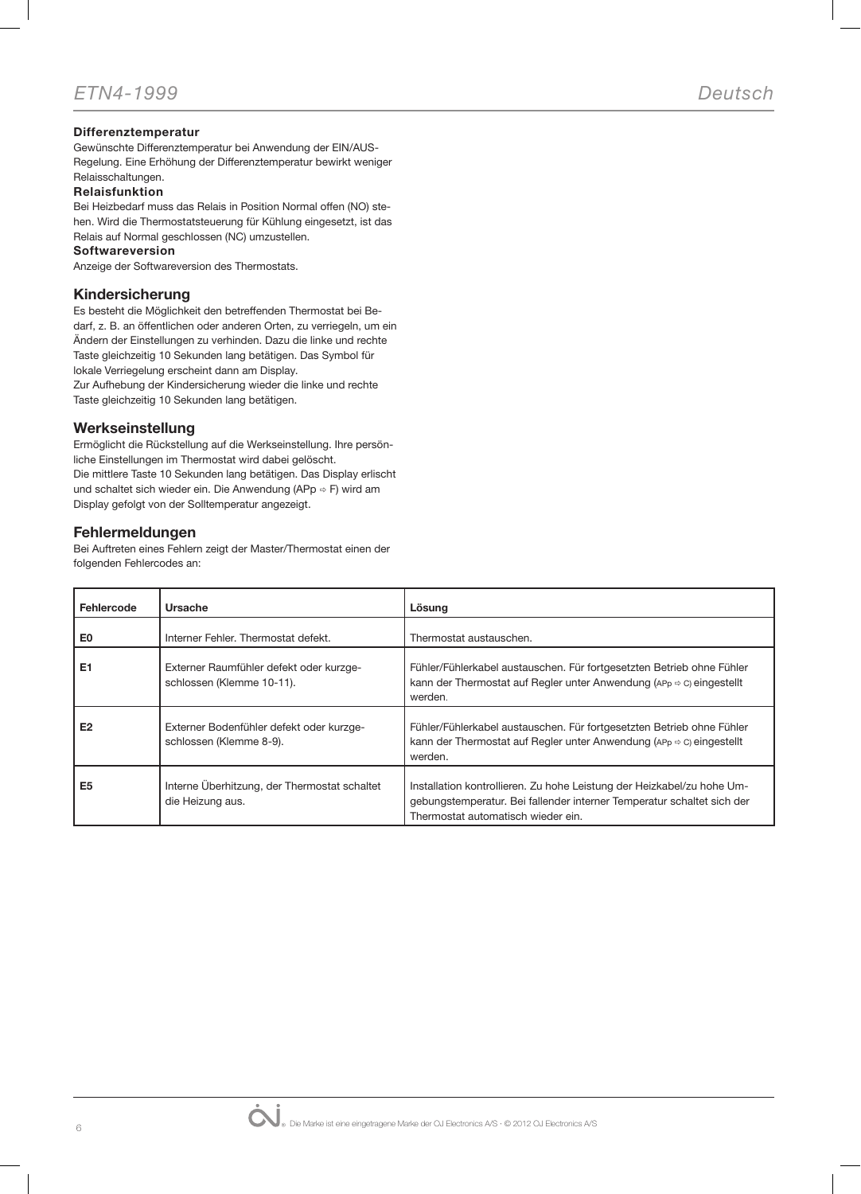### Differenztemperatur

Gewünschte Differenztemperatur bei Anwendung der EIN/AUS-Regelung. Eine Erhöhung der Differenztemperatur bewirkt weniger Relaisschaltungen.

### Relaisfunktion

Bei Heizbedarf muss das Relais in Position Normal offen (NO) stehen. Wird die Thermostatsteuerung für Kühlung eingesetzt, ist das Relais auf Normal geschlossen (NC) umzustellen.

### Softwareversion

Anzeige der Softwareversion des Thermostats.

## Kindersicherung

Es besteht die Möglichkeit den betreffenden Thermostat bei Bedarf, z. B. an öffentlichen oder anderen Orten, zu verriegeln, um ein Ändern der Einstellungen zu verhinden. Dazu die linke und rechte Taste gleichzeitig 10 Sekunden lang betätigen. Das Symbol für lokale Verriegelung erscheint dann am Display.
Zur Aufhebung der Kindersicherung wieder die linke und rechte Taste gleichzeitig 10 Sekunden lang betätigen.

## Werkseinstellung

Ermöglicht die Rückstellung auf die Werkseinstellung. Ihre persönliche Einstellungen im Thermostat wird dabei gelöscht.
Die mittlere Taste 10 Sekunden lang betätigen. Das Display erlischt und schaltet sich wieder ein. Die Anwendung (APp ⇨ F) wird am Display gefolgt von der Solltemperatur angezeigt.

## Fehlermeldungen

Bei Auftreten eines Fehlern zeigt der Master/Thermostat einen der folgenden Fehlercodes an:

| Fehlercode | Ursache | Lösung |
|---|---|---|
| **E0** | Interner Fehler. Thermostat defekt. | Thermostat austauschen. |
| **E1** | Externer Raumfühler defekt oder kurzgeschlossen (Klemme 10-11). | Fühler/Fühlerkabel austauschen. Für fortgesetzten Betrieb ohne Fühler kann der Thermostat auf Regler unter Anwendung (APp ⇨ C) eingestellt werden. |
| **E2** | Externer Bodenfühler defekt oder kurzgeschlossen (Klemme 8-9). | Fühler/Fühlerkabel austauschen. Für fortgesetzten Betrieb ohne Fühler kann der Thermostat auf Regler unter Anwendung (APp ⇨ C) eingestellt werden. |
| **E5** | Interne Überhitzung, der Thermostat schaltet die Heizung aus. | Installation kontrollieren. Zu hohe Leistung der Heizkabel/zu hohe Umgebungstemperatur. Bei fallender interner Temperatur schaltet sich der Thermostat automatisch wieder ein. |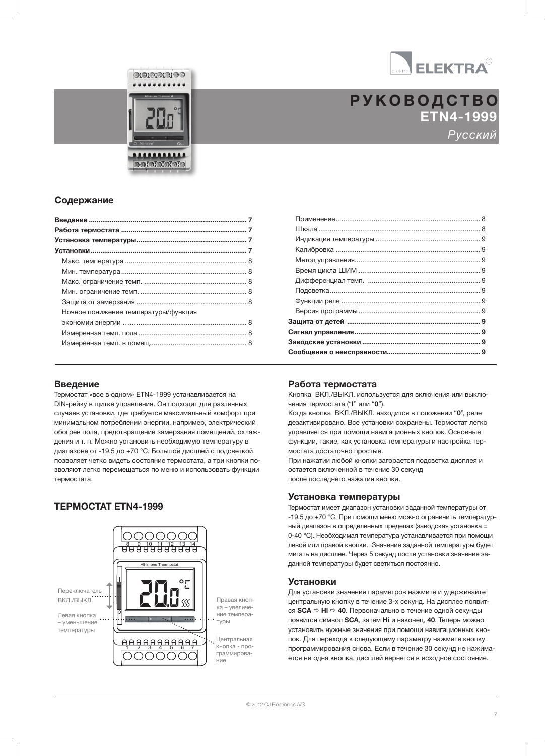# РУКОВОДСТВО
## ETN4-1999
*Русский*

## Содержание

**Введение** ..... 7
**Работа термостата** ..... 7
**Установка температуры** ..... 7
**Установки** ..... 7
- Макс. температура ..... 8
- Мин. температура ..... 8
- Макс. ограничение темп. ..... 8
- Мин. ограничение темп. ..... 8
- Защита от замерзания ..... 8
- Ночное понижение температуры/функция экономии энергии ..... 8
- Измеренная темп. пола ..... 8
- Измеренная темп. в помещ. ..... 8
- Применение ..... 8
- Шкала ..... 8
- Индикация температуры ..... 9
- Калибровка ..... 9
- Метод управления ..... 9
- Время цикла ШИМ ..... 9
- Дифференциал темп. ..... 9
- Подсветка ..... 9
- Функции реле ..... 9
- Версия программы ..... 9

**Защита от детей** ..... 9
**Сигнал управления** ..... 9
**Заводские установки** ..... 9
**Сообщения о неисправности** ..... 9

## Введение

Термостат «все в одном» ETN4-1999 устанавливается на DIN-рейку в щитке управления. Он подходит для различных случаев установки, где требуется максимальный комфорт при минимальном потреблении энергии, например, электрический обогрев пола, предотвращение замерзания помещений, охлаждения и т. п. Можно установить необходимую температуру в диапазоне от -19.5 до +70 °C. Большой дисплей с подсветкой позволяет четко видеть состояние термостата, а три кнопки позволяют легко перемещаться по меню и использовать функции термостата.

## ТЕРМОСТАТ ETN4-1999

Переключатель ВКЛ./ВЫКЛ.

Левая кнопка – уменьшение температуры

Правая кнопка – увеличение температуры

Центральная кнопка - программирование

## Работа термостата

Кнопка ВКЛ./ВЫКЛ. используется для включения или выключения термостата (“**I**” или “**0**”).

Когда кнопка ВКЛ./ВЫКЛ. находится в положении “**0**”, реле дезактивировано. Все установки сохранены. Термостат легко управляется при помощи навигационных кнопок. Основные функции, такие, как установка температуры и настройка термостата достаточно простые.

При нажатии любой кнопки загорается подсветка дисплея и остается включенной в течение 30 секунд после последнего нажатия кнопки.

## Установка температуры

Термостат имеет диапазон установки заданной температуры от -19.5 до +70 °C. При помощи меню можно ограничить температурный диапазон в определенных пределах (заводская установка = 0-40 °C). Необходимая температура устанавливается при помощи левой или правой кнопки. Значение заданной температуры будет мигать на дисплее. Через 5 секунд после установки значение заданной температуры будет светиться постоянно.

## Установки

Для установки значения параметров нажмите и удерживайте центральную кнопку в течение 3-х секунд. На дисплее появится **SCA** ⇨ **Hi** ⇨ **40**. Первоначально в течение одной секунды появится символ **SCA**, затем **Hi** и наконец, **40**. Теперь можно установить нужные значения при помощи навигационных кнопок. Для перехода к следующему параметру нажмите кнопку программирования снова. Если в течение 30 секунд не нажимается ни одна кнопка, дисплей вернется в исходное состояние.

© 2012 OJ Electronics A/S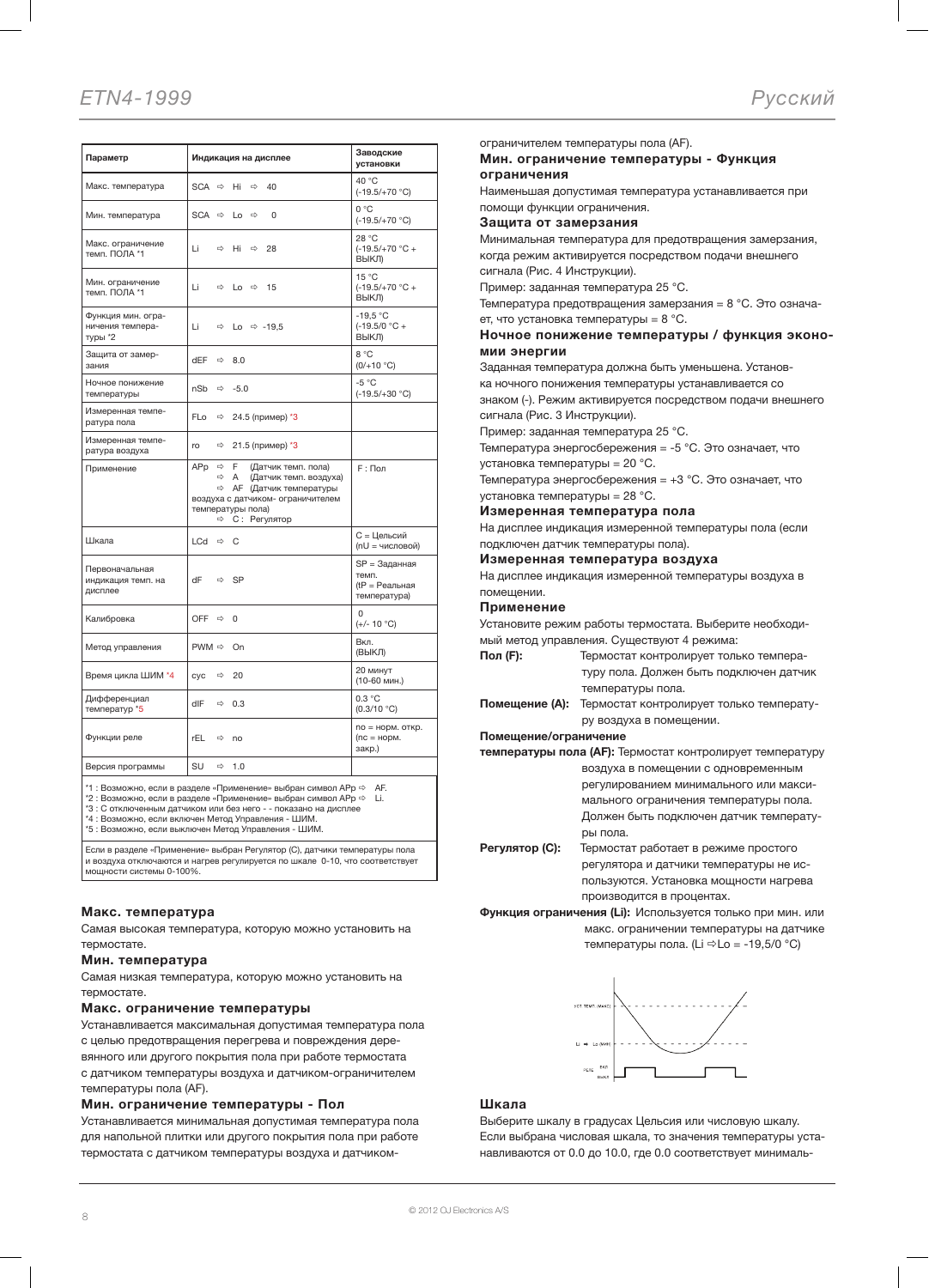| Параметр | Индикация на дисплее | Заводские установки |
|---|---|---|
| Макс. температура | SCA ⇨ Hi ⇨ 40 | 40 °C (-19.5/+70 °C) |
| Мин. температура | SCA ⇨ Lo ⇨ 0 | 0 °C (-19.5/+70 °C) |
| Макс. ограничение темп. ПОЛА *1 | Li ⇨ Hi ⇨ 28 | 28 °C (-19.5/+70 °C + ВЫКЛ) |
| Мин. ограничение темп. ПОЛА *1 | Li ⇨ Lo ⇨ 15 | 15 °C (-19.5/+70 °C + ВЫКЛ) |
| Функция мин. ограничения температуры *2 | Li ⇨ Lo ⇨ -19,5 | -19,5 °C (-19.5/0 °C + ВЫКЛ) |
| Защита от замерзания | dEF ⇨ 8.0 | 8 °C (0/+10 °C) |
| Ночное понижение температуры | nSb ⇨ -5.0 | -5 °C (-19.5/+30 °C) |
| Измеренная температура пола | FLo ⇨ 24.5 (пример) *3 | |
| Измеренная температура воздуха | ro ⇨ 21.5 (пример) *3 | |
| Применение | APp ⇨ F (Датчик темп. пола) ⇨ A (Датчик темп. воздуха) ⇨ AF (Датчик температуры воздуха с датчиком- ограничителем температуры пола) ⇨ C : Регулятор | F : Пол |
| Шкала | LCd ⇨ C | C = Цельсий (nU = числовой) |
| Первоначальная индикация темп. на дисплее | dF ⇨ SP | SP = Заданная темп. (tP = Реальная температура) |
| Калибровка | OFF ⇨ 0 | 0 (+/- 10 °C) |
| Метод управления | PWM ⇨ On | Вкл. (ВЫКЛ) |
| Время цикла ШИМ *4 | cyc ⇨ 20 | 20 минут (10-60 мин.) |
| Дифференциал температур *5 | dIF ⇨ 0.3 | 0.3 °C (0.3/10 °C) |
| Функции реле | rEL ⇨ no | no = норм. откр. (nc = норм. закр.) |
| Версия программы | SU ⇨ 1.0 | |

*1 : Возможно, если в разделе «Применение» выбран символ APp ⇨ AF.
*2 : Возможно, если в разделе «Применение» выбран символ APp ⇨ Li.
*3 : С отключенным датчиком или без него - - показано на дисплее
*4 : Возможно, если включен Метод Управления - ШИМ.
*5 : Возможно, если выключен Метод Управления - ШИМ.

Если в разделе «Применение» выбран Регулятор (C), датчики температуры пола и воздуха отключаются и нагрев регулируется по шкале 0-10, что соответствует мощности системы 0-100%.

### Макс. температура

Самая высокая температура, которую можно установить на термостате.

### Мин. температура

Самая низкая температура, которую можно установить на термостате.

### Макс. ограничение температуры

Устанавливается максимальная допустимая температура пола с целью предотвращения перегрева и повреждения деревянного или другого покрытия пола при работе термостата с датчиком температуры воздуха и датчиком-ограничителем температуры пола (AF).

### Мин. ограничение температуры - Пол

Устанавливается минимальная допустимая температура пола для напольной плитки или другого покрытия пола при работе термостата с датчиком температуры воздуха и датчиком-ограничителем температуры пола (AF).

### Мин. ограничение температуры - Функция ограничения

Наименьшая допустимая температура устанавливается при помощи функции ограничения.

### Защита от замерзания

Минимальная температура для предотвращения замерзания, когда режим активируется посредством подачи внешнего сигнала (Рис. 4 Инструкции).

Пример: заданная температура 25 °C.

Температура предотвращения замерзания = 8 °C. Это означает, что установка температуры = 8 °C.

### Ночное понижение температуры / функция экономии энергии

Заданная температура должна быть уменьшена. Установка ночного понижения температуры устанавливается со знаком (-). Режим активируется посредством подачи внешнего сигнала (Рис. 3 Инструкции).

Пример: заданная температура 25 °C.

Температура энергосбережения = -5 °C. Это означает, что установка температуры = 20 °C.

Температура энергосбережения = +3 °C. Это означает, что установка температуры = 28 °C.

### Измеренная температура пола

На дисплее индикация измеренной температуры пола (если подключен датчик температуры пола).

### Измеренная температура воздуха

На дисплее индикация измеренной температуры воздуха в помещении.

### Применение

Установите режим работы термостата. Выберите необходимый метод управления. Существуют 4 режима:

**Пол (F):** Термостат контролирует только температуру пола. Должен быть подключен датчик температуры пола.

**Помещение (A):** Термостат контролирует только температуру воздуха в помещении.

**Помещение/ограничение температуры пола (AF):** Термостат контролирует температуру воздуха в помещении с одновременным регулированием минимального или максимального ограничения температуры пола. Должен быть подключен датчик температуры пола.

**Регулятор (C):** Термостат работает в режиме простого регулятора и датчики температуры не используются. Установка мощности нагрева производится в процентах.

**Функция ограничения (Li):** Используется только при мин. или макс. ограничении температуры на датчике температуры пола. (Li ⇨Lo = -19,5/0 °C)

### Шкала

Выберите шкалу в градусах Цельсия или числовую шкалу. Если выбрана числовая шкала, то значения температуры устанавливаются от 0.0 до 10.0, где 0.0 соответствует минималь-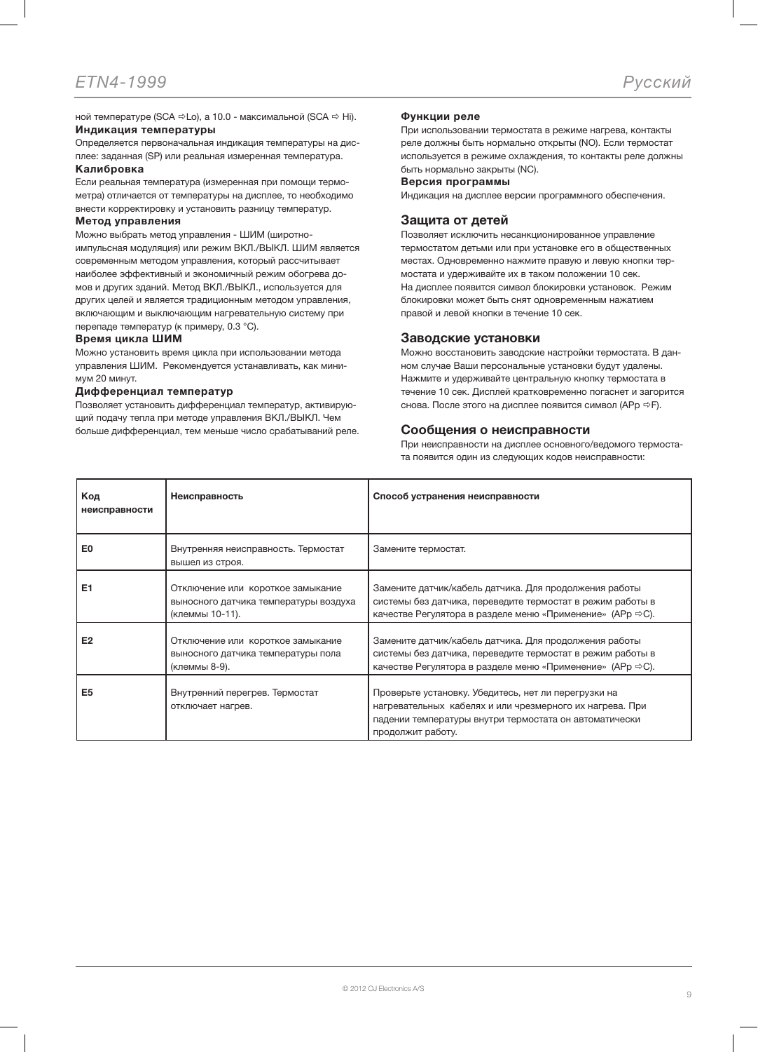ной температуре (SCA ⇨Lo), а 10.0 - максимальной (SCA ⇨ Hi).

**Индикация температуры**

Определяется первоначальная индикация температуры на дисплее: заданная (SP) или реальная измеренная температура.

**Калибровка**

Если реальная температура (измеренная при помощи термометра) отличается от температуры на дисплее, то необходимо внести корректировку и установить разницу температур.

**Метод управления**

Можно выбрать метод управления - ШИМ (широтно-импульсная модуляция) или режим ВКЛ./ВЫКЛ. ШИМ является современным методом управления, который рассчитывает наиболее эффективный и экономичный режим обогрева домов и других зданий. Метод ВКЛ./ВЫКЛ., используется для других целей и является традиционным методом управления, включающим и выключающим нагревательную систему при перепаде температур (к примеру, 0.3 °C).

**Время цикла ШИМ**

Можно установить время цикла при использовании метода управления ШИМ. Рекомендуется устанавливать, как минимум 20 минут.

**Дифференциал температур**

Позволяет установить дифференциал температур, активирующий подачу тепла при методе управления ВКЛ./ВЫКЛ. Чем больше дифференциал, тем меньше число срабатываний реле.

**Функции реле**

При использовании термостата в режиме нагрева, контакты реле должны быть нормально открыты (NO). Если термостат используется в режиме охлаждения, то контакты реле должны быть нормально закрыты (NC).

**Версия программы**

Индикация на дисплее версии программного обеспечения.

## Защита от детей

Позволяет исключить несанкционированное управление термостатом детьми или при установке его в общественных местах. Одновременно нажмите правую и левую кнопки термостата и удерживайте их в таком положении 10 сек.
На дисплее появится символ блокировки установок. Режим блокировки может быть снят одновременным нажатием правой и левой кнопки в течение 10 сек.

## Заводские установки

Можно восстановить заводские настройки термостата. В данном случае Ваши персональные установки будут удалены. Нажмите и удерживайте центральную кнопку термостата в течение 10 сек. Дисплей кратковременно погаснет и загорится снова. После этого на дисплее появится символ (APp ⇨F).

## Сообщения о неисправности

При неисправности на дисплее основного/ведомого термостата появится один из следующих кодов неисправности:

| Код неисправности | Неисправность | Способ устранения неисправности |
|---|---|---|
| E0 | Внутренняя неисправность. Термостат вышел из строя. | Замените термостат. |
| E1 | Отключение или короткое замыкание выносного датчика температуры воздуха (клеммы 10-11). | Замените датчик/кабель датчика. Для продолжения работы системы без датчика, переведите термостат в режим работы в качестве Регулятора в разделе меню «Применение» (APp ⇨C). |
| E2 | Отключение или короткое замыкание выносного датчика температуры пола (клеммы 8-9). | Замените датчик/кабель датчика. Для продолжения работы системы без датчика, переведите термостат в режим работы в качестве Регулятора в разделе меню «Применение» (APp ⇨C). |
| E5 | Внутренний перегрев. Термостат отключает нагрев. | Проверьте установку. Убедитесь, нет ли перегрузки на нагревательных кабелях и или чрезмерного их нагрева. При падении температуры внутри термостата он автоматически продолжит работу. |

© 2012 OJ Electronics A/S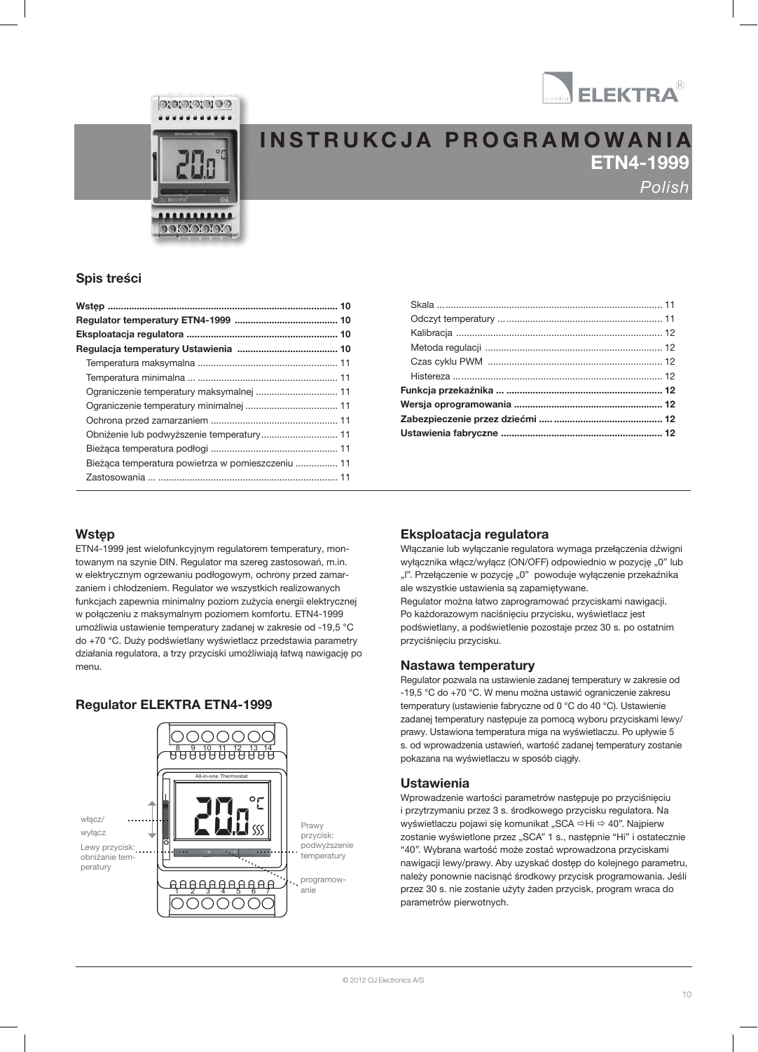# INSTRUKCJA PROGRAMOWANIA
## ETN4-1999
*Polish*

## Spis treści

**Wstęp** .......................................................................................... **10**
**Regulator temperatury ETN4-1999** ....................................... **10**
**Eksploatacja regulatora** ......................................................... **10**
**Regulacja temperatury Ustawienia** ...................................... **10**
- Temperatura maksymalna ..................................................... 11
- Temperatura minimalna ... ..................................................... 11
- Ograniczenie temperatury maksymalnej ............................... 11
- Ograniczenie temperatury minimalnej ................................... 11
- Ochrona przed zamarzaniem ................................................ 11
- Obniżenie lub podwyższenie temperatury............................. 11
- Bieżąca temperatura podłogi ................................................ 11
- Bieżąca temperatura powietrza w pomieszczeniu ................ 11
- Zastosowania ... .................................................................... 11
- Skala ... ................................................................................. 11
- Odczyt temperatury ... ........................................................... 11
- Kalibracja .............................................................................. 12
- Metoda regulacji ................................................................... 12
- Czas cyklu PWM .................................................................. 12
- Histereza ............................................................................... 12

**Funkcja przekaźnika** ... ........................................................... **12**
**Wersja oprogramowania** ........................................................ **12**
**Zabezpieczenie przez dziećmi** ..... ......................................... **12**
**Ustawienia fabryczne** ............................................................. **12**

## Wstęp

ETN4-1999 jest wielofunkcyjnym regulatorem temperatury, montowanym na szynie DIN. Regulator ma szereg zastosowań, m.in. w elektrycznym ogrzewaniu podłogowym, ochrony przed zamarzaniem i chłodzeniem. Regulator we wszystkich realizowanych funkcjach zapewnia minimalny poziom zużycia energii elektrycznej w połączeniu z maksymalnym poziomem komfortu. ETN4-1999 umożliwia ustawienie temperatury zadanej w zakresie od -19,5 °C do +70 °C. Duży podświetlany wyświetlacz przedstawia parametry działania regulatora, a trzy przyciski umożliwiają łatwą nawigację po menu.

## Regulator ELEKTRA ETN4-1999

włącz/wyłącz

Lewy przycisk: obniżanie temperatury

Prawy przycisk: podwyższenie temperatury

programowanie

## Eksploatacja regulatora

Włączanie lub wyłączanie regulatora wymaga przełączenia dźwigni wyłącznika włącz/wyłącz (ON/OFF) odpowiednio w pozycję „0" lub „I". Przełączenie w pozycję „0" powoduje wyłączenie przekaźnika ale wszystkie ustawienia są zapamiętywane.
Regulator można łatwo zaprogramować przyciskami nawigacji. Po każdorazowym naciśnięciu przycisku, wyświetlacz jest podświetlany, a podświetlenie pozostaje przez 30 s. po ostatnim przyciśnięciu przycisku.

## Nastawa temperatury

Regulator pozwala na ustawienie zadanej temperatury w zakresie od -19,5 °C do +70 °C. W menu można ustawić ograniczenie zakresu temperatury (ustawienie fabryczne od 0 °C do 40 °C). Ustawienie zadanej temperatury następuje za pomocą wyboru przyciskami lewy/prawy. Ustawiona temperatura miga na wyświetlaczu. Po upływie 5 s. od wprowadzenia ustawień, wartość zadanej temperatury zostanie pokazana na wyświetlaczu w sposób ciągły.

## Ustawienia

Wprowadzenie wartości parametrów następuje po przyciśnięciu i przytrzymaniu przez 3 s. środkowego przycisku regulatora. Na wyświetlaczu pojawi się komunikat „SCA ⇨Hi ⇨ 40". Najpierw zostanie wyświetlone przez „SCA" 1 s., następnie "Hi" i ostatecznie "40". Wybrana wartość może zostać wprowadzona przyciskami nawigacji lewy/prawy. Aby uzyskać dostęp do kolejnego parametru, należy ponownie nacisnąć środkowy przycisk programowania. Jeśli przez 30 s. nie zostanie użyty żaden przycisk, program wraca do parametrów pierwotnych.

© 2012 OJ Electronics A/S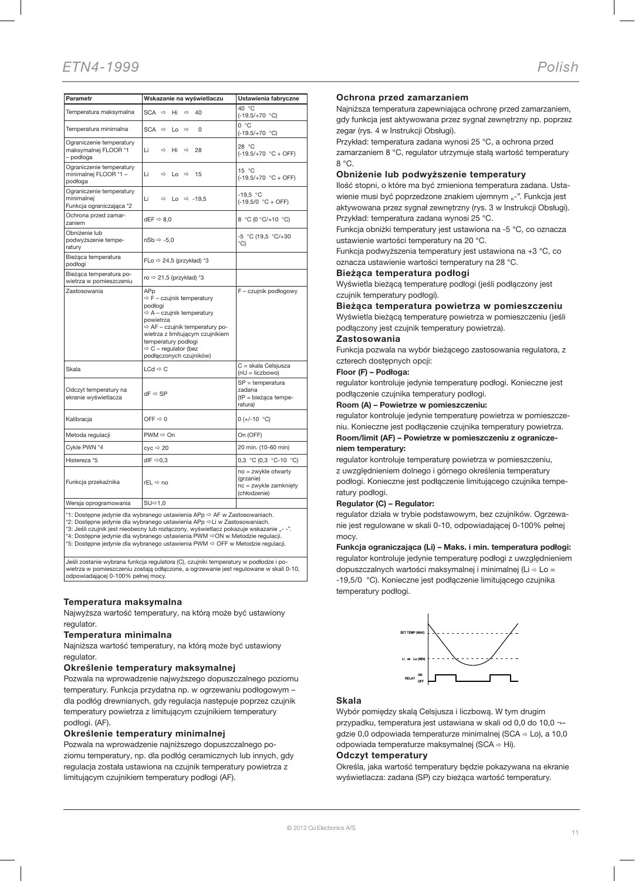| Parametr | Wskazanie na wyświetlaczu | Ustawienia fabryczne |
|---|---|---|
| Temperatura maksymalna | SCA ⇨ Hi ⇨ 40 | 40 °C (-19.5/+70 °C) |
| Temperatura minimalna | SCA ⇨ Lo ⇨ 0 | 0 °C (-19.5/+70 °C) |
| Ograniczenie temperatury maksymalnej FLOOR *1 – podłoga | Li ⇨ Hi ⇨ 28 | 28 °C (-19.5/+70 °C + OFF) |
| Ograniczenie temperatury minimalnej FLOOR *1 – podłoga | Li ⇨ Lo ⇨ 15 | 15 °C (-19.5/+70 °C + OFF) |
| Ograniczenie temperatury minimalnej Funkcja ograniczająca *2 | Li ⇨ Lo ⇨ -19,5 | -19,5 °C (-19.5/0 °C + OFF) |
| Ochrona przed zamarzaniem | dEF ⇨ 8,0 | 8 °C (0 °C/+10 °C) |
| Obniżenie lub podwyższenie temperatury | nSb ⇨ -5,0 | -5 °C (19,5 °C/+30 °C) |
| Bieżąca temperatura podłogi | FLo ⇨ 24,5 (przykład) *3 | |
| Bieżąca temperatura powietrza w pomieszczeniu | ro ⇨ 21,5 (przykład) *3 | |
| Zastosowania | APp ⇨ F – czujnik temperatury podłogi ⇨ A – czujnik temperatury powietrza ⇨ AF – czujnik temperatury powietrza z limitującym czujnikiem temperatury podłogi ⇨ C – regulator (bez podłączonych czujników) | F – czujnik podłogowy |
| Skala | LCd ⇨ C | C = skala Celsjusza (nU = liczbowo) |
| Odczyt temperatury na ekranie wyświetlacza | dF ⇨ SP | SP = temperatura zadana (tP = bieżąca temperatura) |
| Kalibracja | OFF ⇨ 0 | 0 (+/-10 °C) |
| Metoda regulacji | PWM ⇨ On | On (OFF) |
| Cykle PWN *4 | cyc ⇨ 20 | 20 min. (10-60 min) |
| Histereza *5 | dIF ⇨0,3 | 0,3 °C (0,3 °C-10 °C) |
| Funkcja przekaźnika | rEL ⇨ no | no = zwykle otwarty (grzanie) nc = zwykle zamknięty (chłodzenie) |
| Wersja oprogramowania | SU⇨1,0 | |

*1: Dostępne jedynie dla wybranego ustawienia APp ⇨ AF w Zastosowaniach.
*2: Dostępne jedynie dla wybranego ustawienia APp ⇨Li w Zastosowaniach.
*3: Jeśli czujnik jest nieobecny lub rozłączony, wyświetlacz pokazuje wskazanie „- -".
*4: Dostępne jedynie dla wybranego ustawienia PWM ⇨ON w Metodzie regulacji.
*5: Dostępne jedynie dla wybranego ustawienia PWM ⇨ OFF w Metodzie regulacji.

Jeśli zostanie wybrana funkcja regulatora (C), czujniki temperatury w podłodze i powietrza w pomieszczeniu zostają odłączone, a ogrzewanie jest regulowane w skali 0-10, odpowiadającej 0-100% pełnej mocy.

### Temperatura maksymalna
Najwyższa wartość temperatury, na którą może być ustawiony regulator.

### Temperatura minimalna
Najniższa wartość temperatury, na którą może być ustawiony regulator.

### Określenie temperatury maksymalnej
Pozwala na wprowadzanie najwyższego dopuszczalnego poziomu temperatury. Funkcja przydatna np. w ogrzewaniu podłogowym – dla podłóg drewnianych, gdy regulacja następuje poprzez czujnik temperatury powietrza z limitującym czujnikiem temperatury podłogi. (AF).

### Określenie temperatury minimalnej
Pozwala na wprowadzanie najniższego dopuszczalnego poziomu temperatury, np. dla podłóg ceramicznych lub innych, gdy regulacja została ustawiona na czujnik temperatury powietrza z limitującym czujnikiem temperatury podłogi (AF).

### Ochrona przed zamarzaniem
Najniższa temperatura zapewniająca ochronę przed zamarzaniem, gdy funkcja jest aktywowana przez sygnał zewnętrzny np. poprzez zegar (rys. 4 w Instrukcji Obsługi).
Przykład: temperatura zadana wynosi 25 °C, a ochrona przed zamarzaniem 8 °C, regulator utrzymuje stałą wartość temperatury 8 °C.

### Obniżenie lub podwyższenie temperatury
Ilość stopni, o które ma być zmieniona temperatura zadana. Ustawienie musi być poprzedzone znakiem ujemnym „-". Funkcja jest aktywowana przez sygnał zewnętrzny (rys. 3 w Instrukcji Obsługi).
Przykład: temperatura zadana wynosi 25 °C.
Funkcja obniżki temperatury jest ustawiona na -5 °C, co oznacza ustawienie wartości temperatury na 20 °C.
Funkcja podwyższenia temperatury jest ustawiona na +3 °C, co oznacza ustawienie wartości temperatury na 28 °C.

### Bieżąca temperatura podłogi
Wyświetla bieżącą temperaturę podłogi (jeśli podłączony jest czujnik temperatury podłogi).

### Bieżąca temperatura powietrza w pomieszczeniu
Wyświetla bieżącą temperaturę powietrza w pomieszczeniu (jeśli podłączony jest czujnik temperatury powietrza).

### Zastosowania
Funkcja pozwala na wybór bieżącego zastosowania regulatora, z czterech dostępnych opcji:

**Floor (F) – Podłoga:**
regulator kontroluje jedynie temperaturę podłogi. Konieczne jest podłączenie czujnika temperatury podłogi.

**Room (A) – Powietrze w pomieszczeniu:**
regulator kontroluje jedynie temperaturę powietrza w pomieszczeniu. Konieczne jest podłączenie czujnika temperatury powietrza.

**Room/limit (AF) – Powietrze w pomieszczeniu z ograniczeniem temperatury:**
regulator kontroluje temperaturę powietrza w pomieszczeniu, z uwzględnieniem dolnego i górnego określenia temperatury podłogi. Konieczne jest podłączenie limitującego czujnika temperatury podłogi.

**Regulator (C) – Regulator:**
regulator działa w trybie podstawowym, bez czujników. Ogrzewanie jest regulowane w skali 0-10, odpowiadającej 0-100% pełnej mocy.

**Funkcja ograniczająca (Li) – Maks. i min. temperatura podłogi:**
regulator kontroluje jedynie temperaturę podłogi z uwzględnieniem dopuszczalnych wartości maksymalnej i minimalnej (Li ⇨ Lo = -19,5/0 °C). Konieczne jest podłączenie limitującego czujnika temperatury podłogi.

SET TEMP (MAX)
Li ⇨ Lo (MIN)
RELAY ON OFF

### Skala
Wybór pomiędzy skalą Celsjusza i liczbową. W tym drugim przypadku, temperatura jest ustawiana w skali od 0,0 do 10,0 ¬– gdzie 0,0 odpowiada temperaturze minimalnej (SCA ⇨ Lo), a 10,0 odpowiada temperaturze maksymalnej (SCA ⇨ Hi).

### Odczyt temperatury
Określa, jaka wartość temperatury będzie pokazywana na ekranie wyświetlacza: zadana (SP) czy bieżąca wartość temperatury.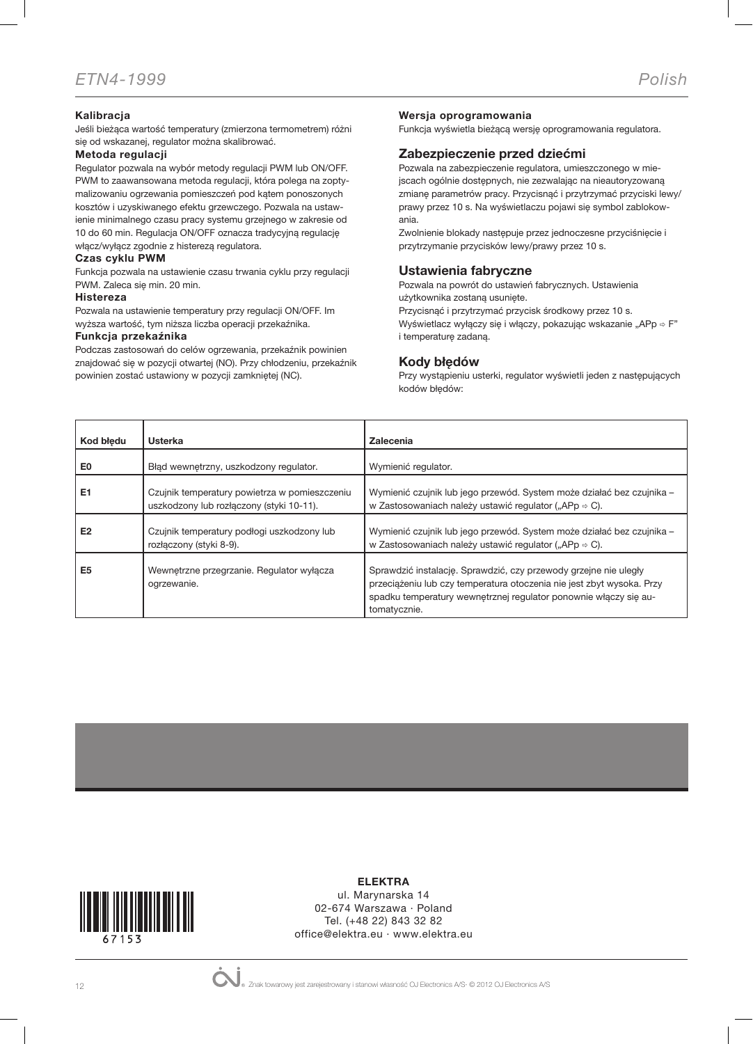### Kalibracja

Jeśli bieżąca wartość temperatury (zmierzona termometrem) różni się od wskazanej, regulator można skalibrować.

### Metoda regulacji

Regulator pozwala na wybór metody regulacji PWM lub ON/OFF. PWM to zaawansowana metoda regulacji, która polega na zoptymalizowaniu ogrzewania pomieszczeń pod kątem ponoszonych kosztów i uzyskiwanego efektu grzewczego. Pozwala na ustawienie minimalnego czasu pracy systemu grzejnego w zakresie od 10 do 60 min. Regulacja ON/OFF oznacza tradycyjną regulację włącz/wyłącz zgodnie z histerezą regulatora.

### Czas cyklu PWM

Funkcja pozwala na ustawienie czasu trwania cyklu przy regulacji PWM. Zaleca się min. 20 min.

### Histereza

Pozwala na ustawienie temperatury przy regulacji ON/OFF. Im wyższa wartość, tym niższa liczba operacji przekaźnika.

### Funkcja przekaźnika

Podczas zastosowań do celów ogrzewania, przekaźnik powinien znajdować się w pozycji otwartej (NO). Przy chłodzeniu, przekaźnik powinien zostać ustawiony w pozycji zamkniętej (NC).

### Wersja oprogramowania

Funkcja wyświetla bieżącą wersję oprogramowania regulatora.

## Zabezpieczenie przed dziećmi

Pozwala na zabezpieczenie regulatora, umieszczonego w miejscach ogólnie dostępnych, nie zezwalając na nieautoryzowaną zmianę parametrów pracy. Przycisnąć i przytrzymać przyciski lewy/prawy przez 10 s. Na wyświetlaczu pojawi się symbol zablokowania.

Zwolnienie blokady następuje przez jednoczesne przyciśnięcie i przytrzymanie przycisków lewy/prawy przez 10 s.

## Ustawienia fabryczne

Pozwala na powrót do ustawień fabrycznych. Ustawienia użytkownika zostaną usunięte.

Przycisnąć i przytrzymać przycisk środkowy przez 10 s. Wyświetlacz wyłączy się i włączy, pokazując wskazanie „APp ⇨ F" i temperaturę zadaną.

## Kody błędów

Przy wystąpieniu usterki, regulator wyświetli jeden z następujących kodów błędów:

| Kod błędu | Usterka | Zalecenia |
|---|---|---|
| E0 | Błąd wewnętrzny, uszkodzony regulator. | Wymienić regulator. |
| E1 | Czujnik temperatury powietrza w pomieszczeniu uszkodzony lub rozłączony (styki 10-11). | Wymienić czujnik lub jego przewód. System może działać bez czujnika – w Zastosowaniach należy ustawić regulator („APp ⇨ C). |
| E2 | Czujnik temperatury podłogi uszkodzony lub rozłączony (styki 8-9). | Wymienić czujnik lub jego przewód. System może działać bez czujnika – w Zastosowaniach należy ustawić regulator („APp ⇨ C). |
| E5 | Wewnętrzne przegrzanie. Regulator wyłącza ogrzewanie. | Sprawdzić instalację. Sprawdzić, czy przewody grzejne nie uległy przeciążeniu lub czy temperatura otoczenia nie jest zbyt wysoka. Przy spadku temperatury wewnętrznej regulator ponownie włączy się automatycznie. |

67153

**ELEKTRA**
ul. Marynarska 14
02-674 Warszawa · Poland
Tel. (+48 22) 843 32 82
office@elektra.eu · www.elektra.eu

Znak towarowy jest zarejestrowany i stanowi własność OJ Electronics A/S- © 2012 OJ Electronics A/S